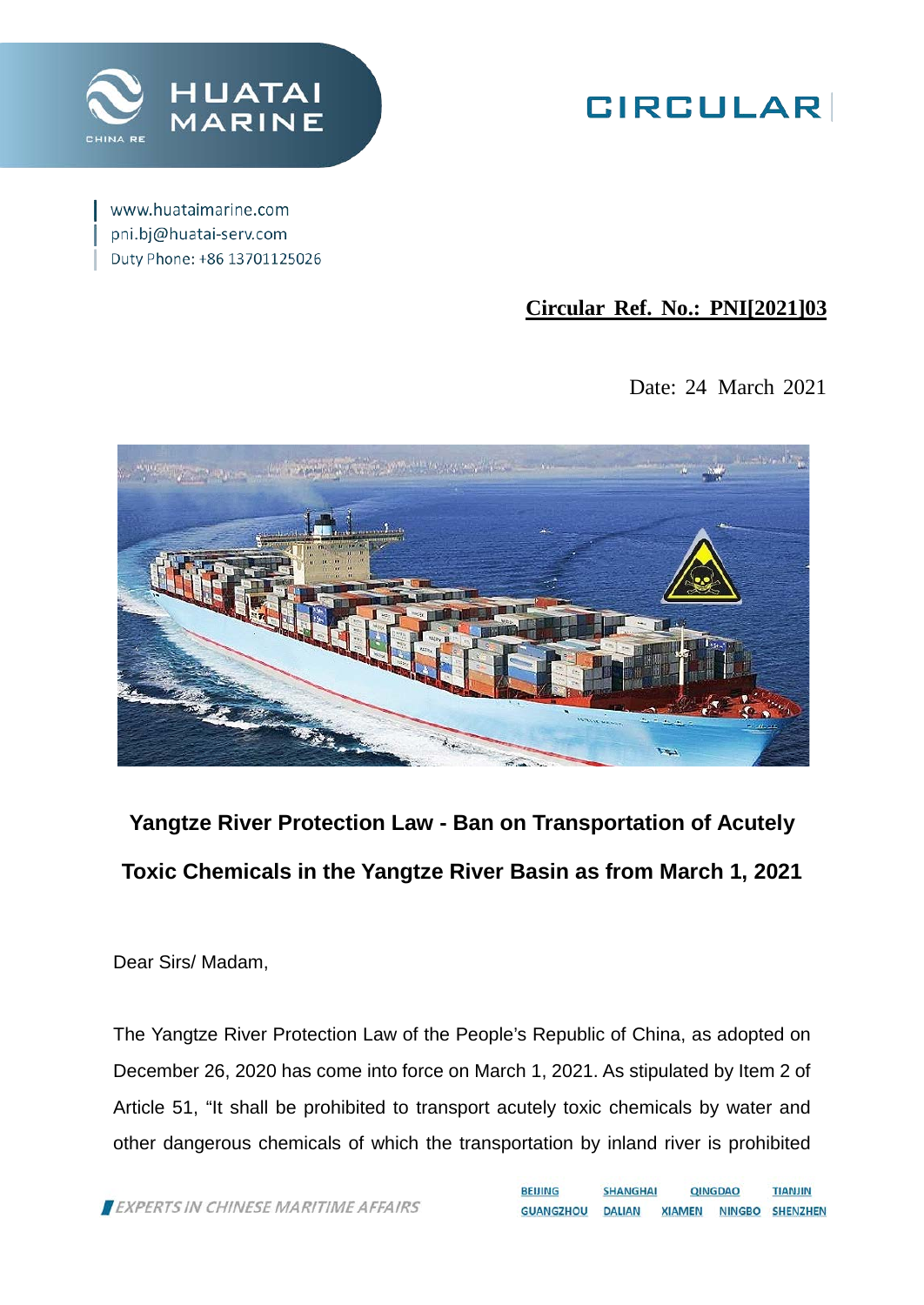HUATAI MARINE

CHINA RE

# CIRCULAR

www.huataimarine.com
pni.bj@huatai-serv.com
Duty Phone: +86 13701125026

**Circular Ref. No.: PNI[2021]03**

Date: 24 March 2021

## Yangtze River Protection Law - Ban on Transportation of Acutely Toxic Chemicals in the Yangtze River Basin as from March 1, 2021

Dear Sirs/ Madam,

The Yangtze River Protection Law of the People's Republic of China, as adopted on December 26, 2020 has come into force on March 1, 2021. As stipulated by Item 2 of Article 51, "It shall be prohibited to transport acutely toxic chemicals by water and other dangerous chemicals of which the transportation by inland river is prohibited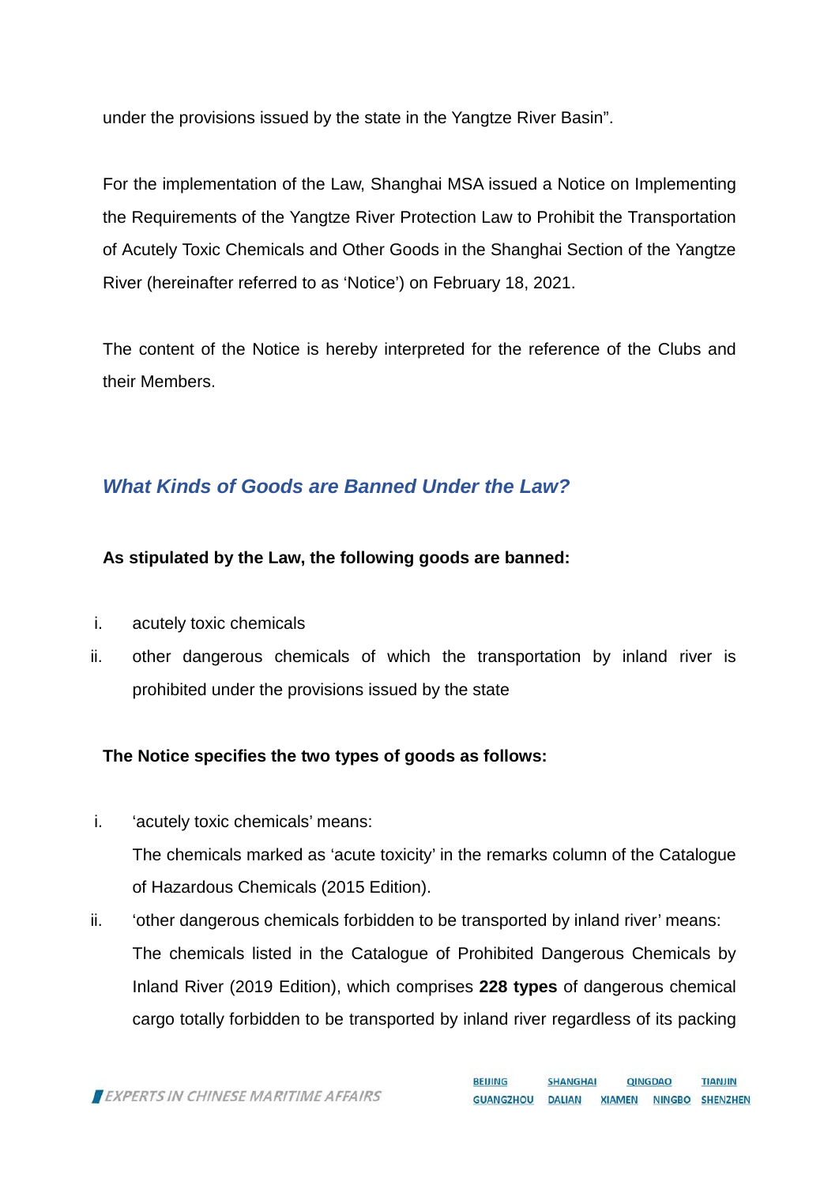under the provisions issued by the state in the Yangtze River Basin".

For the implementation of the Law, Shanghai MSA issued a Notice on Implementing the Requirements of the Yangtze River Protection Law to Prohibit the Transportation of Acutely Toxic Chemicals and Other Goods in the Shanghai Section of the Yangtze River (hereinafter referred to as 'Notice') on February 18, 2021.

The content of the Notice is hereby interpreted for the reference of the Clubs and their Members.

## *What Kinds of Goods are Banned Under the Law?*

**As stipulated by the Law, the following goods are banned:**

i. acutely toxic chemicals

ii. other dangerous chemicals of which the transportation by inland river is prohibited under the provisions issued by the state

**The Notice specifies the two types of goods as follows:**

i. 'acutely toxic chemicals' means:
   The chemicals marked as 'acute toxicity' in the remarks column of the Catalogue of Hazardous Chemicals (2015 Edition).

ii. 'other dangerous chemicals forbidden to be transported by inland river' means:
   The chemicals listed in the Catalogue of Prohibited Dangerous Chemicals by Inland River (2019 Edition), which comprises **228 types** of dangerous chemical cargo totally forbidden to be transported by inland river regardless of its packing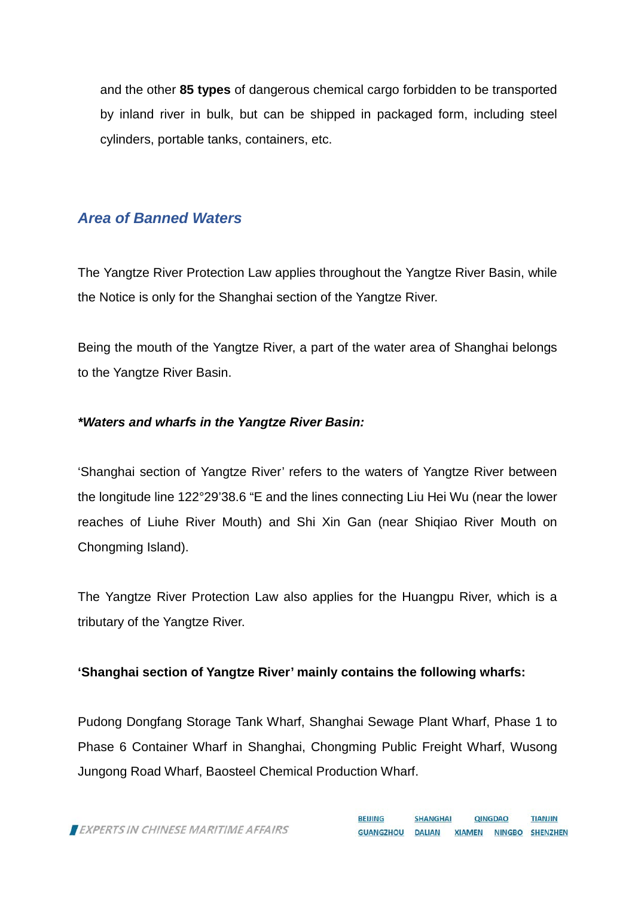and the other **85 types** of dangerous chemical cargo forbidden to be transported by inland river in bulk, but can be shipped in packaged form, including steel cylinders, portable tanks, containers, etc.

## *Area of Banned Waters*

The Yangtze River Protection Law applies throughout the Yangtze River Basin, while the Notice is only for the Shanghai section of the Yangtze River.

Being the mouth of the Yangtze River, a part of the water area of Shanghai belongs to the Yangtze River Basin.

***Waters and wharfs in the Yangtze River Basin:***

'Shanghai section of Yangtze River' refers to the waters of Yangtze River between the longitude line 122°29'38.6 "E and the lines connecting Liu Hei Wu (near the lower reaches of Liuhe River Mouth) and Shi Xin Gan (near Shiqiao River Mouth on Chongming Island).

The Yangtze River Protection Law also applies for the Huangpu River, which is a tributary of the Yangtze River.

**'Shanghai section of Yangtze River' mainly contains the following wharfs:**

Pudong Dongfang Storage Tank Wharf, Shanghai Sewage Plant Wharf, Phase 1 to Phase 6 Container Wharf in Shanghai, Chongming Public Freight Wharf, Wusong Jungong Road Wharf, Baosteel Chemical Production Wharf.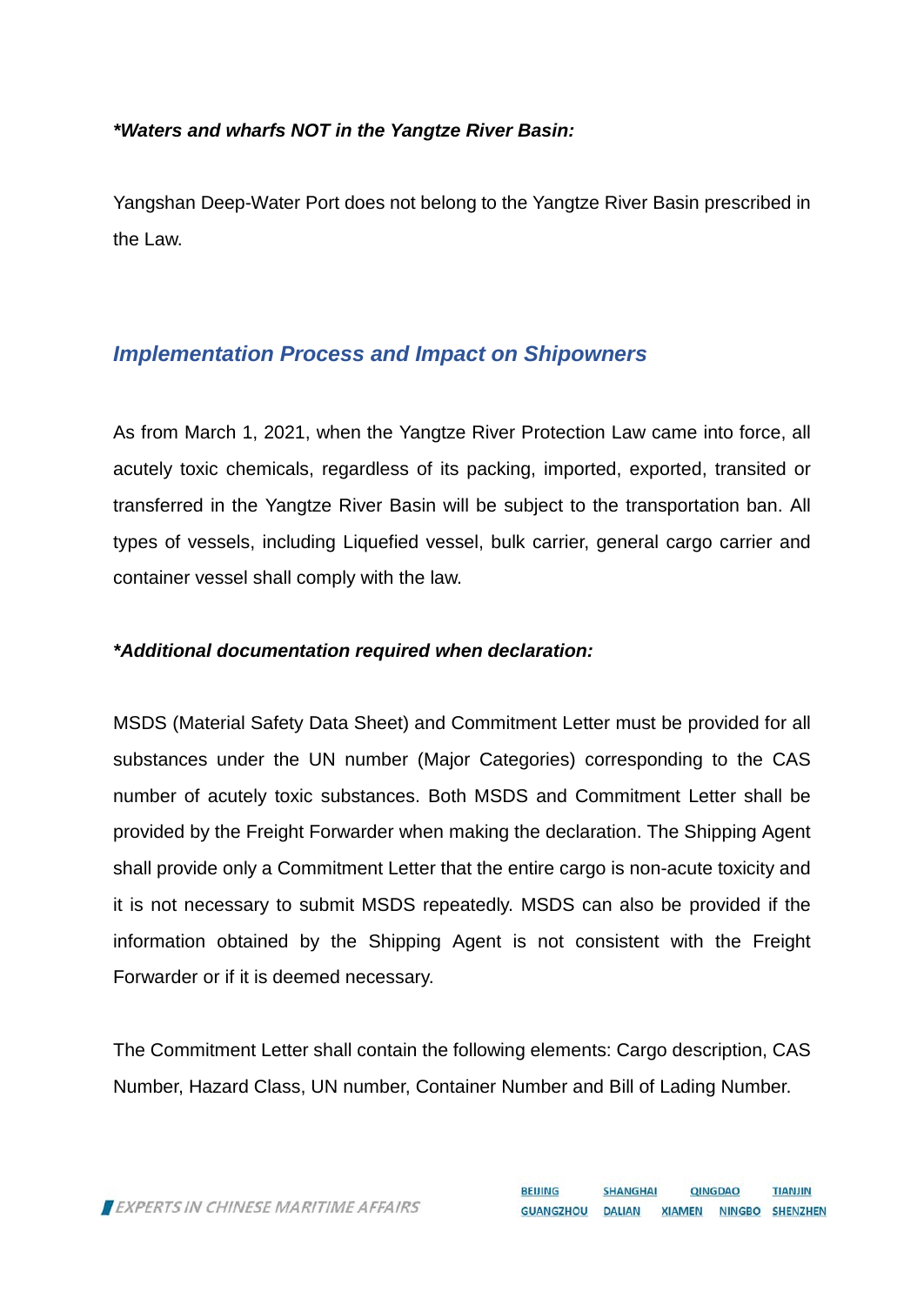***Waters and wharfs NOT in the Yangtze River Basin:***

Yangshan Deep-Water Port does not belong to the Yangtze River Basin prescribed in the Law.

## *Implementation Process and Impact on Shipowners*

As from March 1, 2021, when the Yangtze River Protection Law came into force, all acutely toxic chemicals, regardless of its packing, imported, exported, transited or transferred in the Yangtze River Basin will be subject to the transportation ban. All types of vessels, including Liquefied vessel, bulk carrier, general cargo carrier and container vessel shall comply with the law.

***Additional documentation required when declaration:***

MSDS (Material Safety Data Sheet) and Commitment Letter must be provided for all substances under the UN number (Major Categories) corresponding to the CAS number of acutely toxic substances. Both MSDS and Commitment Letter shall be provided by the Freight Forwarder when making the declaration. The Shipping Agent shall provide only a Commitment Letter that the entire cargo is non-acute toxicity and it is not necessary to submit MSDS repeatedly. MSDS can also be provided if the information obtained by the Shipping Agent is not consistent with the Freight Forwarder or if it is deemed necessary.

The Commitment Letter shall contain the following elements: Cargo description, CAS Number, Hazard Class, UN number, Container Number and Bill of Lading Number.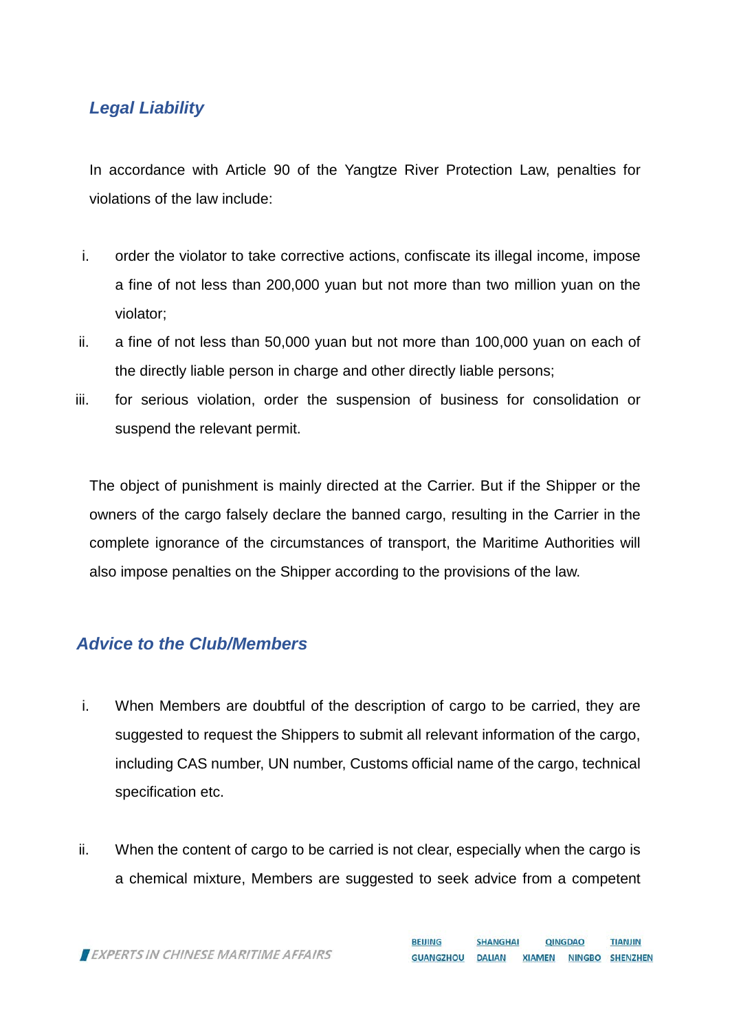## *Legal Liability*

In accordance with Article 90 of the Yangtze River Protection Law, penalties for violations of the law include:

i. order the violator to take corrective actions, confiscate its illegal income, impose a fine of not less than 200,000 yuan but not more than two million yuan on the violator;
ii. a fine of not less than 50,000 yuan but not more than 100,000 yuan on each of the directly liable person in charge and other directly liable persons;
iii. for serious violation, order the suspension of business for consolidation or suspend the relevant permit.

The object of punishment is mainly directed at the Carrier. But if the Shipper or the owners of the cargo falsely declare the banned cargo, resulting in the Carrier in the complete ignorance of the circumstances of transport, the Maritime Authorities will also impose penalties on the Shipper according to the provisions of the law.

## *Advice to the Club/Members*

i. When Members are doubtful of the description of cargo to be carried, they are suggested to request the Shippers to submit all relevant information of the cargo, including CAS number, UN number, Customs official name of the cargo, technical specification etc.

ii. When the content of cargo to be carried is not clear, especially when the cargo is a chemical mixture, Members are suggested to seek advice from a competent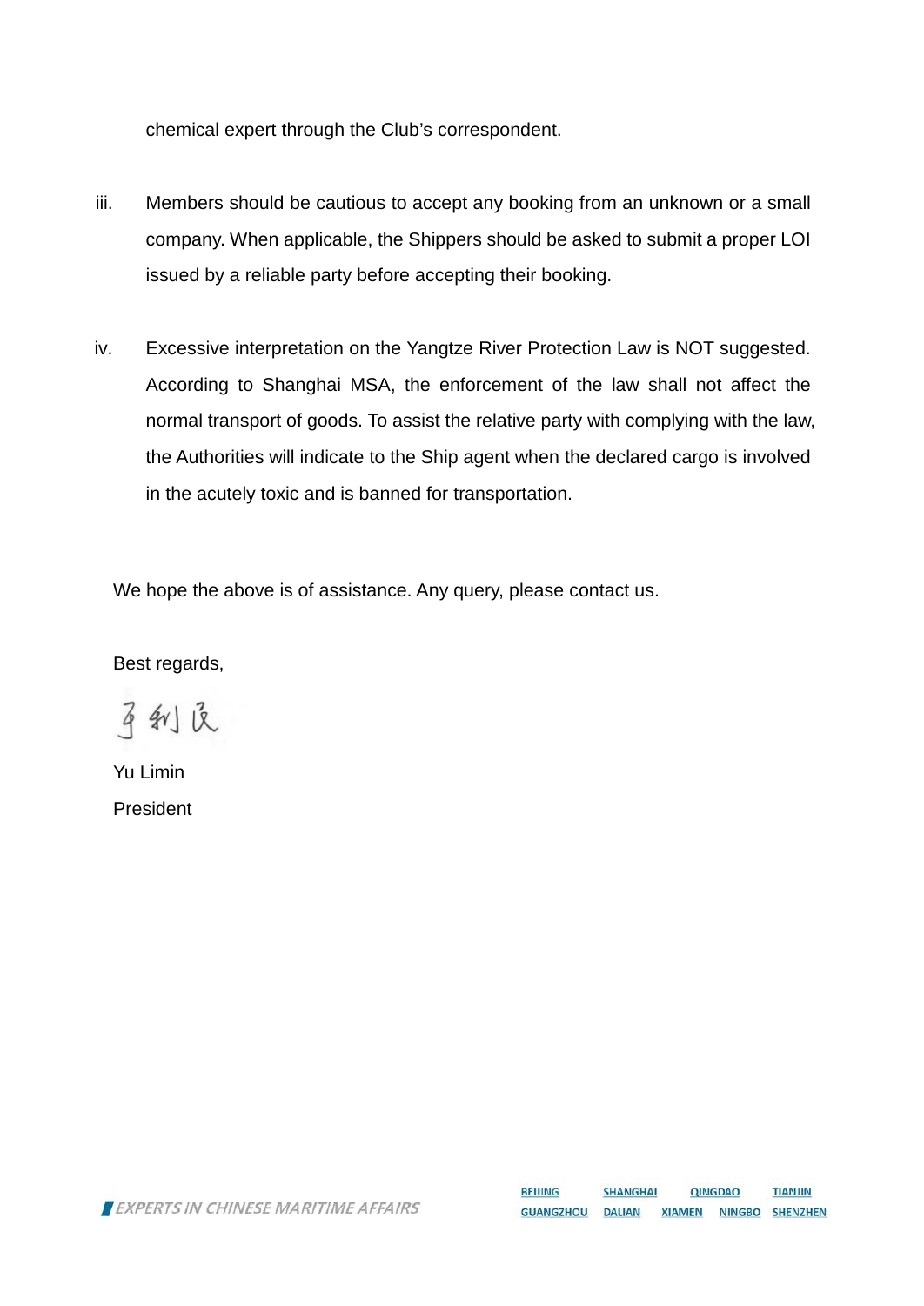chemical expert through the Club's correspondent.

iii. Members should be cautious to accept any booking from an unknown or a small company. When applicable, the Shippers should be asked to submit a proper LOI issued by a reliable party before accepting their booking.

iv. Excessive interpretation on the Yangtze River Protection Law is NOT suggested. According to Shanghai MSA, the enforcement of the law shall not affect the normal transport of goods. To assist the relative party with complying with the law, the Authorities will indicate to the Ship agent when the declared cargo is involved in the acutely toxic and is banned for transportation.

We hope the above is of assistance. Any query, please contact us.

Best regards,

于利民

Yu Limin

President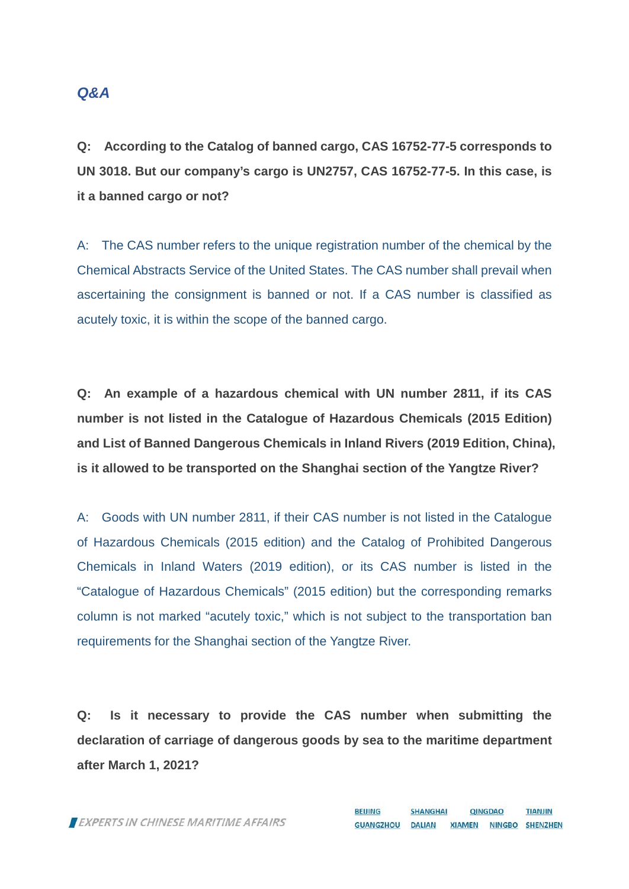## *Q&A*

**Q: According to the Catalog of banned cargo, CAS 16752-77-5 corresponds to UN 3018. But our company's cargo is UN2757, CAS 16752-77-5. In this case, is it a banned cargo or not?**

A: The CAS number refers to the unique registration number of the chemical by the Chemical Abstracts Service of the United States. The CAS number shall prevail when ascertaining the consignment is banned or not. If a CAS number is classified as acutely toxic, it is within the scope of the banned cargo.

**Q: An example of a hazardous chemical with UN number 2811, if its CAS number is not listed in the Catalogue of Hazardous Chemicals (2015 Edition) and List of Banned Dangerous Chemicals in Inland Rivers (2019 Edition, China), is it allowed to be transported on the Shanghai section of the Yangtze River?**

A: Goods with UN number 2811, if their CAS number is not listed in the Catalogue of Hazardous Chemicals (2015 edition) and the Catalog of Prohibited Dangerous Chemicals in Inland Waters (2019 edition), or its CAS number is listed in the "Catalogue of Hazardous Chemicals" (2015 edition) but the corresponding remarks column is not marked "acutely toxic," which is not subject to the transportation ban requirements for the Shanghai section of the Yangtze River.

**Q: Is it necessary to provide the CAS number when submitting the declaration of carriage of dangerous goods by sea to the maritime department after March 1, 2021?**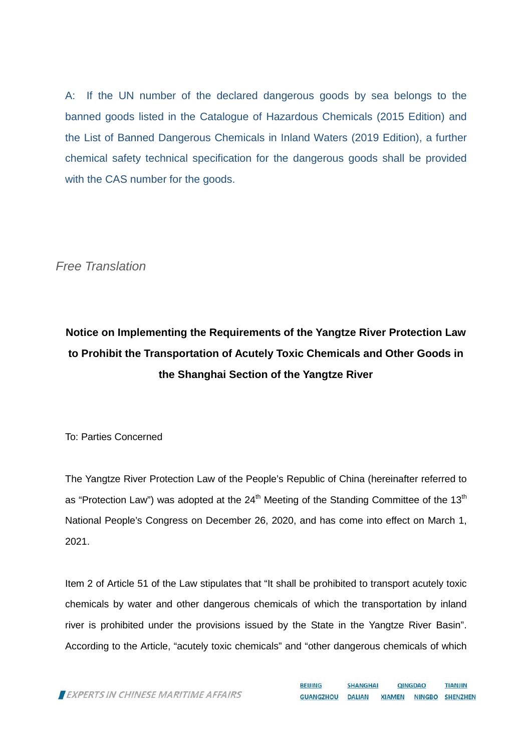A: If the UN number of the declared dangerous goods by sea belongs to the banned goods listed in the Catalogue of Hazardous Chemicals (2015 Edition) and the List of Banned Dangerous Chemicals in Inland Waters (2019 Edition), a further chemical safety technical specification for the dangerous goods shall be provided with the CAS number for the goods.

*Free Translation*

**Notice on Implementing the Requirements of the Yangtze River Protection Law to Prohibit the Transportation of Acutely Toxic Chemicals and Other Goods in the Shanghai Section of the Yangtze River**

To: Parties Concerned

The Yangtze River Protection Law of the People's Republic of China (hereinafter referred to as "Protection Law") was adopted at the 24th Meeting of the Standing Committee of the 13th National People's Congress on December 26, 2020, and has come into effect on March 1, 2021.

Item 2 of Article 51 of the Law stipulates that "It shall be prohibited to transport acutely toxic chemicals by water and other dangerous chemicals of which the transportation by inland river is prohibited under the provisions issued by the State in the Yangtze River Basin". According to the Article, "acutely toxic chemicals" and "other dangerous chemicals of which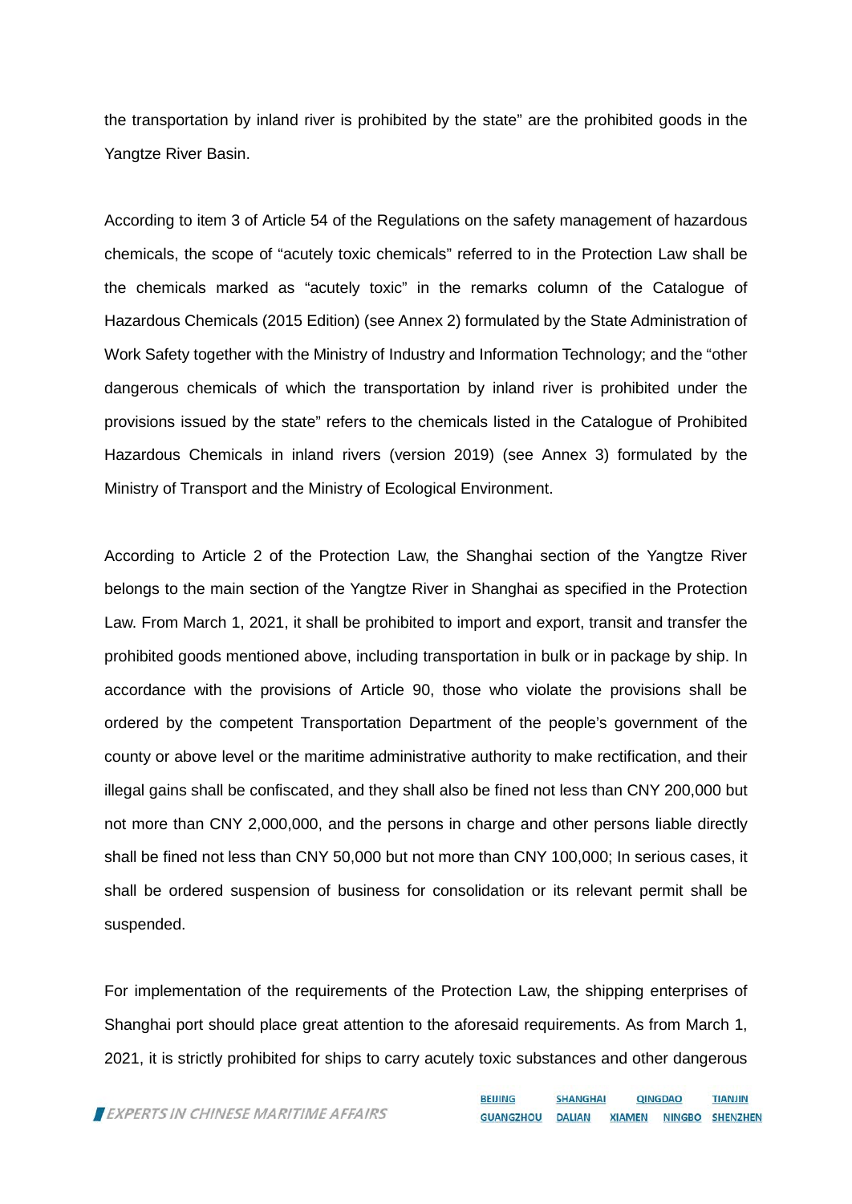the transportation by inland river is prohibited by the state" are the prohibited goods in the Yangtze River Basin.

According to item 3 of Article 54 of the Regulations on the safety management of hazardous chemicals, the scope of "acutely toxic chemicals" referred to in the Protection Law shall be the chemicals marked as "acutely toxic" in the remarks column of the Catalogue of Hazardous Chemicals (2015 Edition) (see Annex 2) formulated by the State Administration of Work Safety together with the Ministry of Industry and Information Technology; and the "other dangerous chemicals of which the transportation by inland river is prohibited under the provisions issued by the state" refers to the chemicals listed in the Catalogue of Prohibited Hazardous Chemicals in inland rivers (version 2019) (see Annex 3) formulated by the Ministry of Transport and the Ministry of Ecological Environment.

According to Article 2 of the Protection Law, the Shanghai section of the Yangtze River belongs to the main section of the Yangtze River in Shanghai as specified in the Protection Law. From March 1, 2021, it shall be prohibited to import and export, transit and transfer the prohibited goods mentioned above, including transportation in bulk or in package by ship. In accordance with the provisions of Article 90, those who violate the provisions shall be ordered by the competent Transportation Department of the people's government of the county or above level or the maritime administrative authority to make rectification, and their illegal gains shall be confiscated, and they shall also be fined not less than CNY 200,000 but not more than CNY 2,000,000, and the persons in charge and other persons liable directly shall be fined not less than CNY 50,000 but not more than CNY 100,000; In serious cases, it shall be ordered suspension of business for consolidation or its relevant permit shall be suspended.

For implementation of the requirements of the Protection Law, the shipping enterprises of Shanghai port should place great attention to the aforesaid requirements. As from March 1, 2021, it is strictly prohibited for ships to carry acutely toxic substances and other dangerous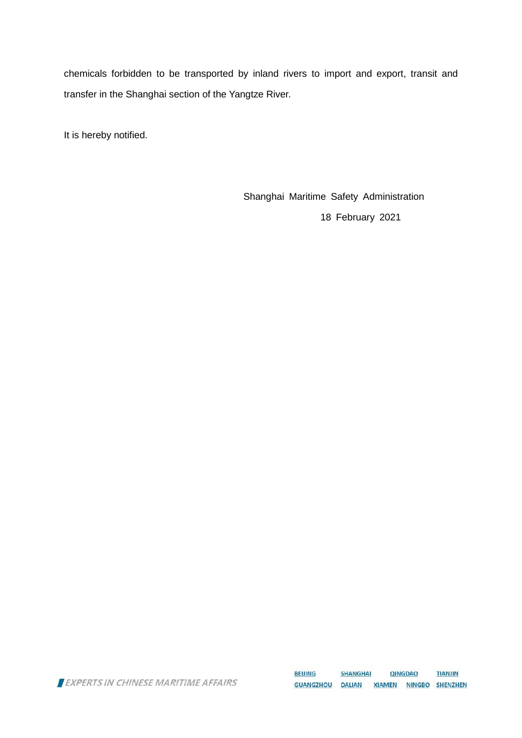chemicals forbidden to be transported by inland rivers to import and export, transit and transfer in the Shanghai section of the Yangtze River.

It is hereby notified.

Shanghai Maritime Safety Administration

18 February 2021